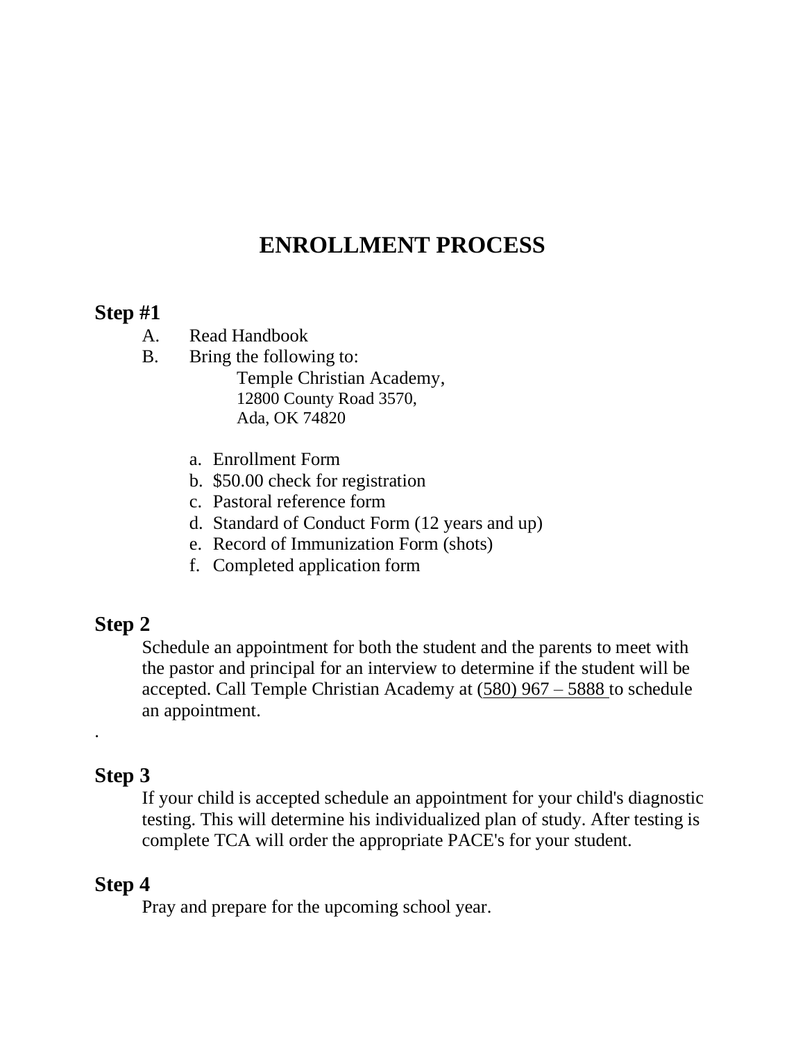# ENROLLMENT PROCESS

## Step #1

A. Read Handbook

B. Bring the following to:

Temple Christian Academy,
12800 County Road 3570,
Ada, OK 74820

a. Enrollment Form
b. $50.00 check for registration
c. Pastoral reference form
d. Standard of Conduct Form (12 years and up)
e. Record of Immunization Form (shots)
f. Completed application form

## Step 2

Schedule an appointment for both the student and the parents to meet with the pastor and principal for an interview to determine if the student will be accepted. Call Temple Christian Academy at (580) 967 – 5888 to schedule an appointment.

.

## Step 3

If your child is accepted schedule an appointment for your child's diagnostic testing. This will determine his individualized plan of study. After testing is complete TCA will order the appropriate PACE's for your student.

## Step 4

Pray and prepare for the upcoming school year.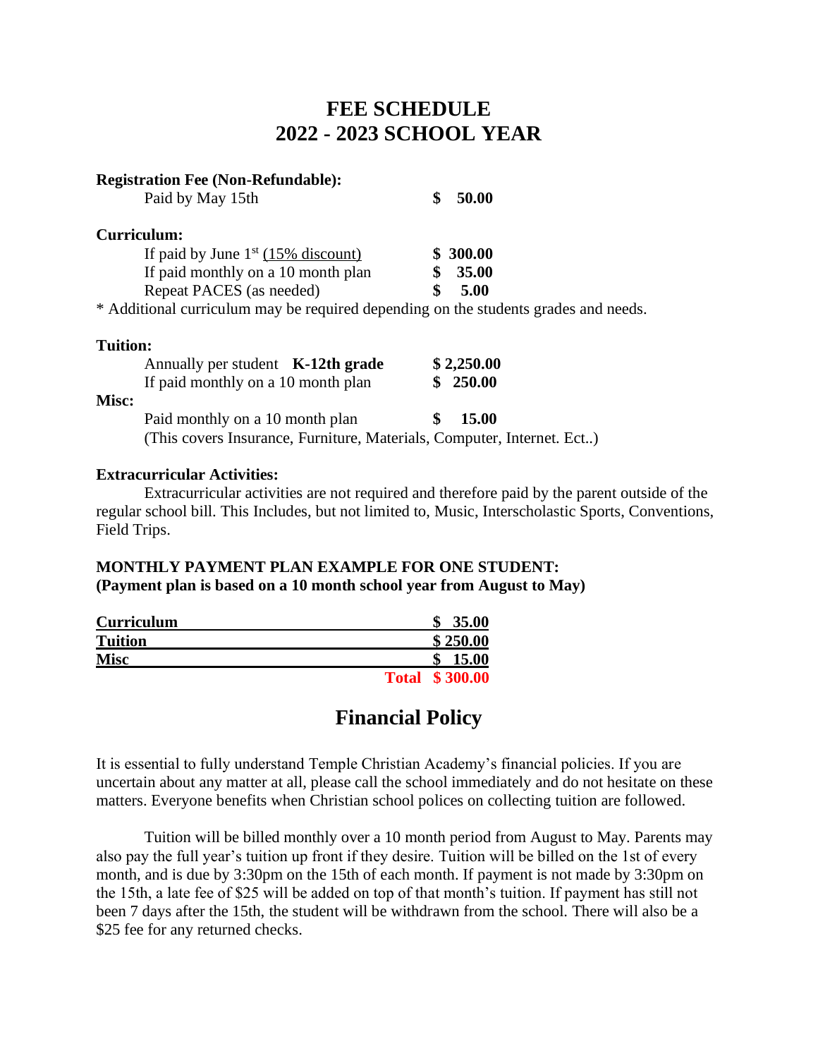# FEE SCHEDULE
# 2022 - 2023 SCHOOL YEAR

**Registration Fee (Non-Refundable):**

Paid by May 15th **$ 50.00**

**Curriculum:**

If paid by June 1st (15% discount) **$ 300.00**
If paid monthly on a 10 month plan **$ 35.00**
Repeat PACES (as needed) **$ 5.00**

* Additional curriculum may be required depending on the students grades and needs.

**Tuition:**

Annually per student **K-12th grade** **$ 2,250.00**
If paid monthly on a 10 month plan **$ 250.00**

**Misc:**

Paid monthly on a 10 month plan **$ 15.00**
(This covers Insurance, Furniture, Materials, Computer, Internet. Ect..)

**Extracurricular Activities:**

Extracurricular activities are not required and therefore paid by the parent outside of the regular school bill. This Includes, but not limited to, Music, Interscholastic Sports, Conventions, Field Trips.

**MONTHLY PAYMENT PLAN EXAMPLE FOR ONE STUDENT:**
**(Payment plan is based on a 10 month school year from August to May)**

| | |
|---|---|
| **Curriculum** | **$ 35.00** |
| **Tuition** | **$ 250.00** |
| **Misc** | **$ 15.00** |
| | **Total $ 300.00** |

## Financial Policy

It is essential to fully understand Temple Christian Academy's financial policies. If you are uncertain about any matter at all, please call the school immediately and do not hesitate on these matters. Everyone benefits when Christian school polices on collecting tuition are followed.

Tuition will be billed monthly over a 10 month period from August to May. Parents may also pay the full year's tuition up front if they desire. Tuition will be billed on the 1st of every month, and is due by 3:30pm on the 15th of each month. If payment is not made by 3:30pm on the 15th, a late fee of $25 will be added on top of that month's tuition. If payment has still not been 7 days after the 15th, the student will be withdrawn from the school. There will also be a $25 fee for any returned checks.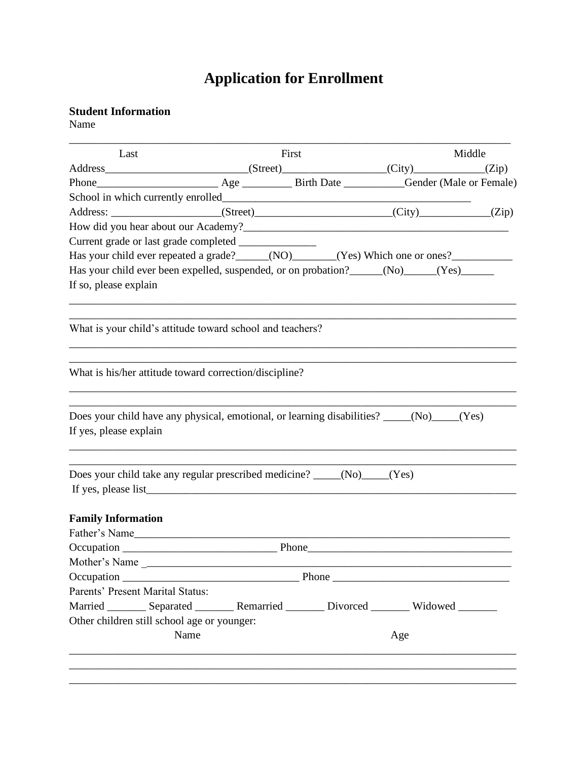# Application for Enrollment

**Student Information**

Name

_______________________________________________________________________________

Last First Middle

Address__________________________(Street)___________________(City)_____________(Zip)

Phone______________________ Age _________ Birth Date ___________Gender (Male or Female)

School in which currently enrolled_______________________________________________

Address: ____________________(Street)_________________________(City)_____________(Zip)

How did you hear about our Academy?___________________________________________________

Current grade or last grade completed ______________

Has your child ever repeated a grade?______(NO)________(Yes) Which one or ones?___________

Has your child ever been expelled, suspended, or on probation?______(No)______(Yes)______

If so, please explain

_______________________________________________________________________________

_______________________________________________________________________________

What is your child's attitude toward school and teachers?

_______________________________________________________________________________

_______________________________________________________________________________

What is his/her attitude toward correction/discipline?

_______________________________________________________________________________

_______________________________________________________________________________

Does your child have any physical, emotional, or learning disabilities? _____(No)_____(Yes)

If yes, please explain

_______________________________________________________________________________

_______________________________________________________________________________

Does your child take any regular prescribed medicine? _____(No)_____(Yes)

If yes, please list_____________________________________________________________

**Family Information**

Father's Name_______________________________________________________________________

Occupation ____________________________ Phone_____________________________________

Mother's Name _______________________________________________________________________

Occupation ________________________________ Phone ________________________________

Parents' Present Marital Status:

Married _______ Separated _______ Remarried _______ Divorced _______ Widowed _______

Other children still school age or younger:

Name Age

_______________________________________________________________________________

_______________________________________________________________________________

_______________________________________________________________________________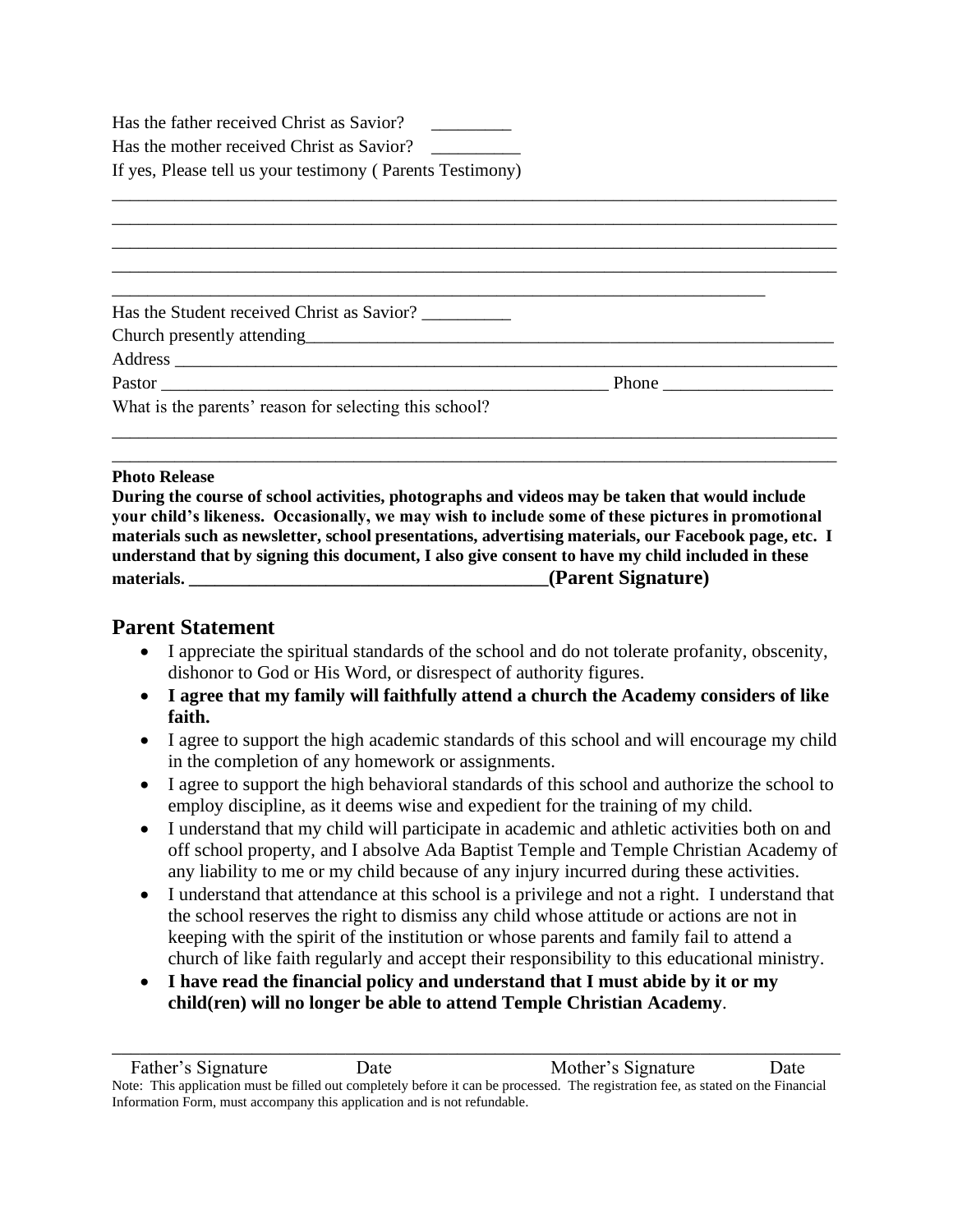Has the father received Christ as Savior? _________

Has the mother received Christ as Savior? __________

If yes, Please tell us your testimony ( Parents Testimony)

_______________________________________________________________________________

_______________________________________________________________________________

_______________________________________________________________________________

_______________________________________________________________________________

________________________________________________________________________

Has the Student received Christ as Savior? __________

Church presently attending_________________________________________________________

Address ______________________________________________________________________

Pastor ________________________________________________ Phone __________________

What is the parents' reason for selecting this school?

_______________________________________________________________________________

_______________________________________________________________________________

**Photo Release**

**During the course of school activities, photographs and videos may be taken that would include your child's likeness. Occasionally, we may wish to include some of these pictures in promotional materials such as newsletter, school presentations, advertising materials, our Facebook page, etc. I understand that by signing this document, I also give consent to have my child included in these materials. ________________________________________(Parent Signature)**

## Parent Statement

- I appreciate the spiritual standards of the school and do not tolerate profanity, obscenity, dishonor to God or His Word, or disrespect of authority figures.
- **I agree that my family will faithfully attend a church the Academy considers of like faith.**
- I agree to support the high academic standards of this school and will encourage my child in the completion of any homework or assignments.
- I agree to support the high behavioral standards of this school and authorize the school to employ discipline, as it deems wise and expedient for the training of my child.
- I understand that my child will participate in academic and athletic activities both on and off school property, and I absolve Ada Baptist Temple and Temple Christian Academy of any liability to me or my child because of any injury incurred during these activities.
- I understand that attendance at this school is a privilege and not a right. I understand that the school reserves the right to dismiss any child whose attitude or actions are not in keeping with the spirit of the institution or whose parents and family fail to attend a church of like faith regularly and accept their responsibility to this educational ministry.
- **I have read the financial policy and understand that I must abide by it or my child(ren) will no longer be able to attend Temple Christian Academy**.

_______________________________________________________________________________

Father's Signature Date Mother's Signature Date

Note: This application must be filled out completely before it can be processed. The registration fee, as stated on the Financial Information Form, must accompany this application and is not refundable.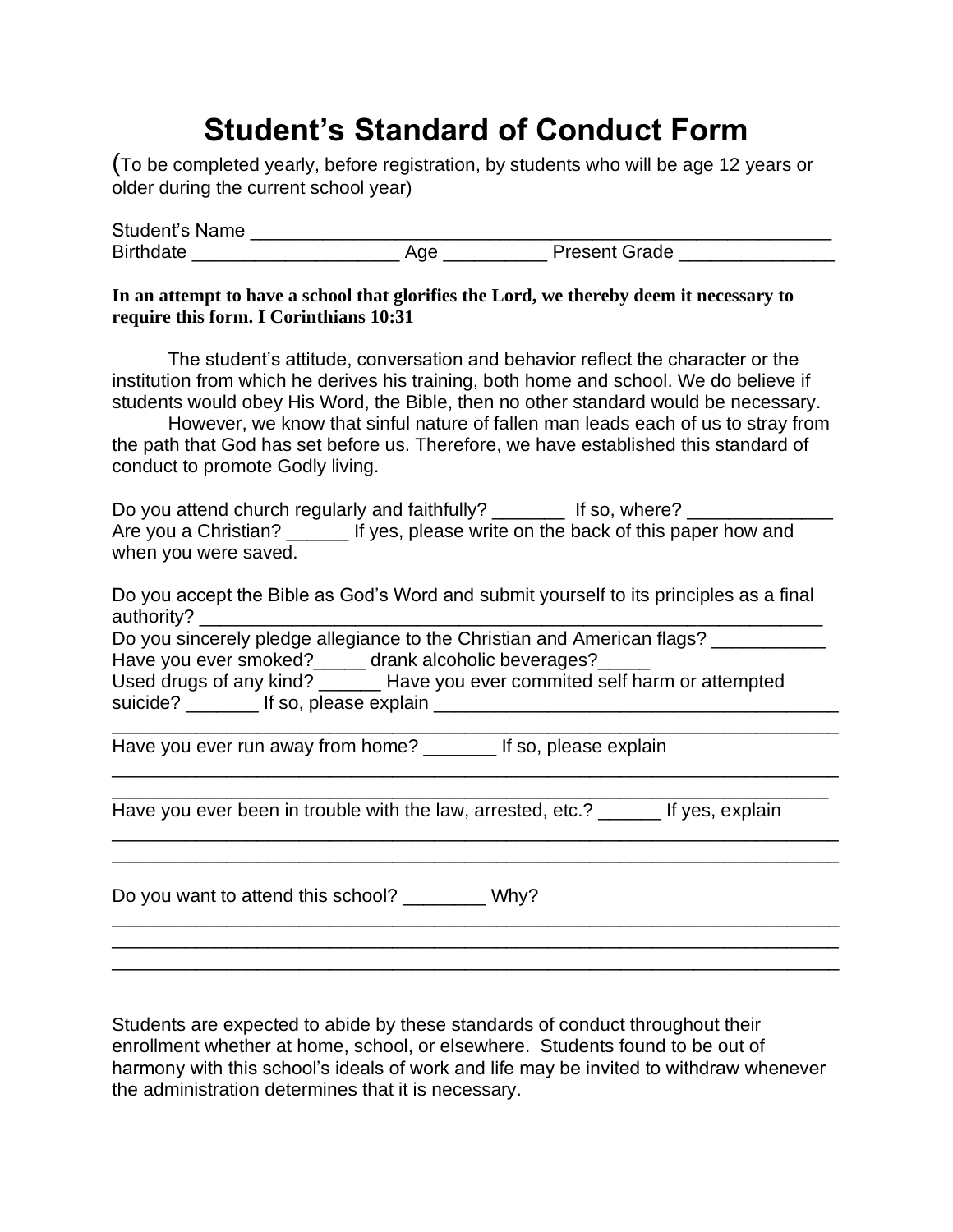# Student's Standard of Conduct Form

(To be completed yearly, before registration, by students who will be age 12 years or older during the current school year)

Student's Name ________________________________________________________
Birthdate ____________________ Age __________ Present Grade _______________

**In an attempt to have a school that glorifies the Lord, we thereby deem it necessary to require this form. I Corinthians 10:31**

The student's attitude, conversation and behavior reflect the character or the institution from which he derives his training, both home and school. We do believe if students would obey His Word, the Bible, then no other standard would be necessary.

However, we know that sinful nature of fallen man leads each of us to stray from the path that God has set before us. Therefore, we have established this standard of conduct to promote Godly living.

Do you attend church regularly and faithfully? _______ If so, where? ______________
Are you a Christian? ______ If yes, please write on the back of this paper how and when you were saved.

Do you accept the Bible as God's Word and submit yourself to its principles as a final authority? ______________________________________________________________
Do you sincerely pledge allegiance to the Christian and American flags? ___________
Have you ever smoked?_____ drank alcoholic beverages?_____
Used drugs of any kind? ______ Have you ever commited self harm or attempted suicide? _______ If so, please explain ________________________________________
_______________________________________________________________________
Have you ever run away from home? _______ If so, please explain
_______________________________________________________________________
_______________________________________________________________________
Have you ever been in trouble with the law, arrested, etc.? ______ If yes, explain
_______________________________________________________________________
_______________________________________________________________________

Do you want to attend this school? ________ Why?
_______________________________________________________________________
_______________________________________________________________________
_______________________________________________________________________

Students are expected to abide by these standards of conduct throughout their enrollment whether at home, school, or elsewhere. Students found to be out of harmony with this school's ideals of work and life may be invited to withdraw whenever the administration determines that it is necessary.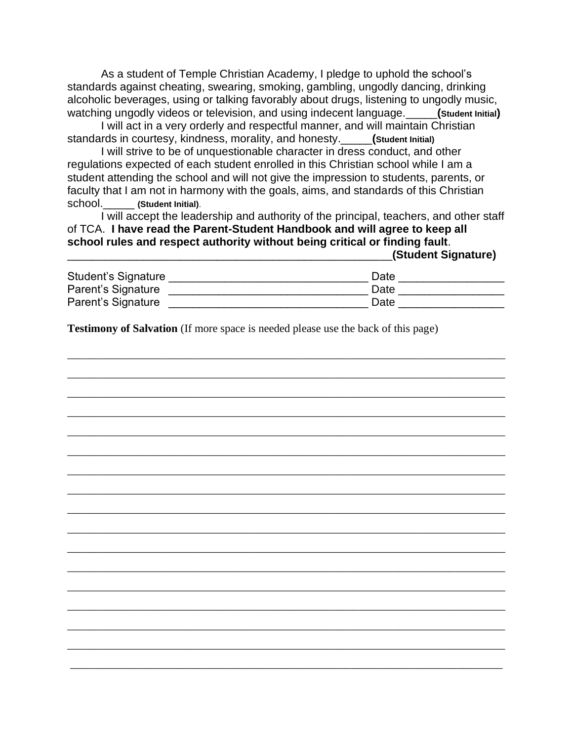As a student of Temple Christian Academy, I pledge to uphold the school's standards against cheating, swearing, smoking, gambling, ungodly dancing, drinking alcoholic beverages, using or talking favorably about drugs, listening to ungodly music, watching ungodly videos or television, and using indecent language._____**(Student Initial)**

I will act in a very orderly and respectful manner, and will maintain Christian standards in courtesy, kindness, morality, and honesty._____**(Student Initial)**

I will strive to be of unquestionable character in dress conduct, and other regulations expected of each student enrolled in this Christian school while I am a student attending the school and will not give the impression to students, parents, or faculty that I am not in harmony with the goals, aims, and standards of this Christian school._____ **(Student Initial)**.

I will accept the leadership and authority of the principal, teachers, and other staff of TCA. **I have read the Parent-Student Handbook and will agree to keep all school rules and respect authority without being critical or finding fault**.

_____________________________________________________**(Student Signature)**

Student's Signature _______________________________ Date ________________

Parent's Signature _______________________________ Date ________________

Parent's Signature _______________________________ Date ________________

**Testimony of Salvation** (If more space is needed please use the back of this page)

_______________________________________________________________________

_______________________________________________________________________

_______________________________________________________________________

_______________________________________________________________________

_______________________________________________________________________

_______________________________________________________________________

_______________________________________________________________________

_______________________________________________________________________

_______________________________________________________________________

_______________________________________________________________________

_______________________________________________________________________

_______________________________________________________________________

_______________________________________________________________________

_______________________________________________________________________

_______________________________________________________________________

_______________________________________________________________________

_______________________________________________________________________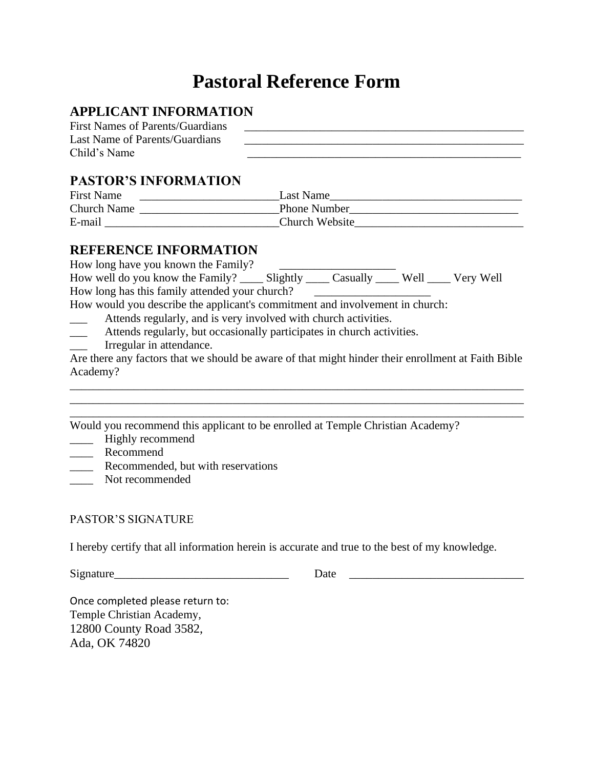# Pastoral Reference Form

## APPLICANT INFORMATION

First Names of Parents/Guardians \_\_\_\_\_\_\_\_\_\_\_\_\_\_\_\_\_\_\_\_\_\_\_\_\_\_\_\_\_\_\_\_\_\_\_\_\_\_\_\_\_\_\_\_\_\_\_\_

Last Name of Parents/Guardians \_\_\_\_\_\_\_\_\_\_\_\_\_\_\_\_\_\_\_\_\_\_\_\_\_\_\_\_\_\_\_\_\_\_\_\_\_\_\_\_\_\_\_\_\_\_\_\_

Child's Name \_\_\_\_\_\_\_\_\_\_\_\_\_\_\_\_\_\_\_\_\_\_\_\_\_\_\_\_\_\_\_\_\_\_\_\_\_\_\_\_\_\_\_\_\_\_\_

## PASTOR'S INFORMATION

First Name \_\_\_\_\_\_\_\_\_\_\_\_\_\_\_\_\_\_\_\_\_\_\_\_ Last Name\_\_\_\_\_\_\_\_\_\_\_\_\_\_\_\_\_\_\_\_\_\_\_\_\_\_\_\_\_\_\_\_\_\_

Church Name \_\_\_\_\_\_\_\_\_\_\_\_\_\_\_\_\_\_\_\_\_\_\_\_ Phone Number\_\_\_\_\_\_\_\_\_\_\_\_\_\_\_\_\_\_\_\_\_\_\_\_\_\_\_\_\_

E-mail \_\_\_\_\_\_\_\_\_\_\_\_\_\_\_\_\_\_\_\_\_\_\_\_\_\_\_\_\_\_ Church Website\_\_\_\_\_\_\_\_\_\_\_\_\_\_\_\_\_\_\_\_\_\_\_\_\_\_\_\_\_\_

## REFERENCE INFORMATION

How long have you known the Family? \_\_\_\_\_\_\_\_\_\_\_\_\_\_\_\_\_\_\_\_

How well do you know the Family? \_\_\_\_ Slightly \_\_\_\_ Casually \_\_\_\_ Well \_\_\_\_ Very Well

How long has this family attended your church? \_\_\_\_\_\_\_\_\_\_\_\_\_\_\_\_\_\_\_\_

How would you describe the applicant's commitment and involvement in church:

- \_\_\_ Attends regularly, and is very involved with church activities.
- \_\_\_ Attends regularly, but occasionally participates in church activities.
- \_\_\_ Irregular in attendance.

Are there any factors that we should be aware of that might hinder their enrollment at Faith Bible Academy?

\_\_\_\_\_\_\_\_\_\_\_\_\_\_\_\_\_\_\_\_\_\_\_\_\_\_\_\_\_\_\_\_\_\_\_\_\_\_\_\_\_\_\_\_\_\_\_\_\_\_\_\_\_\_\_\_\_\_\_\_\_\_\_\_\_\_\_\_\_\_\_\_\_\_\_\_\_\_

\_\_\_\_\_\_\_\_\_\_\_\_\_\_\_\_\_\_\_\_\_\_\_\_\_\_\_\_\_\_\_\_\_\_\_\_\_\_\_\_\_\_\_\_\_\_\_\_\_\_\_\_\_\_\_\_\_\_\_\_\_\_\_\_\_\_\_\_\_\_\_\_\_\_\_\_\_\_

\_\_\_\_\_\_\_\_\_\_\_\_\_\_\_\_\_\_\_\_\_\_\_\_\_\_\_\_\_\_\_\_\_\_\_\_\_\_\_\_\_\_\_\_\_\_\_\_\_\_\_\_\_\_\_\_\_\_\_\_\_\_\_\_\_\_\_\_\_\_\_\_\_\_\_\_\_\_

Would you recommend this applicant to be enrolled at Temple Christian Academy?

- \_\_\_\_ Highly recommend
- \_\_\_\_ Recommend
- \_\_\_\_ Recommended, but with reservations
- \_\_\_\_ Not recommended

PASTOR'S SIGNATURE

I hereby certify that all information herein is accurate and true to the best of my knowledge.

Signature\_\_\_\_\_\_\_\_\_\_\_\_\_\_\_\_\_\_\_\_\_\_\_\_\_\_\_\_\_\_ Date \_\_\_\_\_\_\_\_\_\_\_\_\_\_\_\_\_\_\_\_\_\_\_\_\_\_\_\_\_\_\_

Once completed please return to:
Temple Christian Academy,
12800 County Road 3582,
Ada, OK 74820